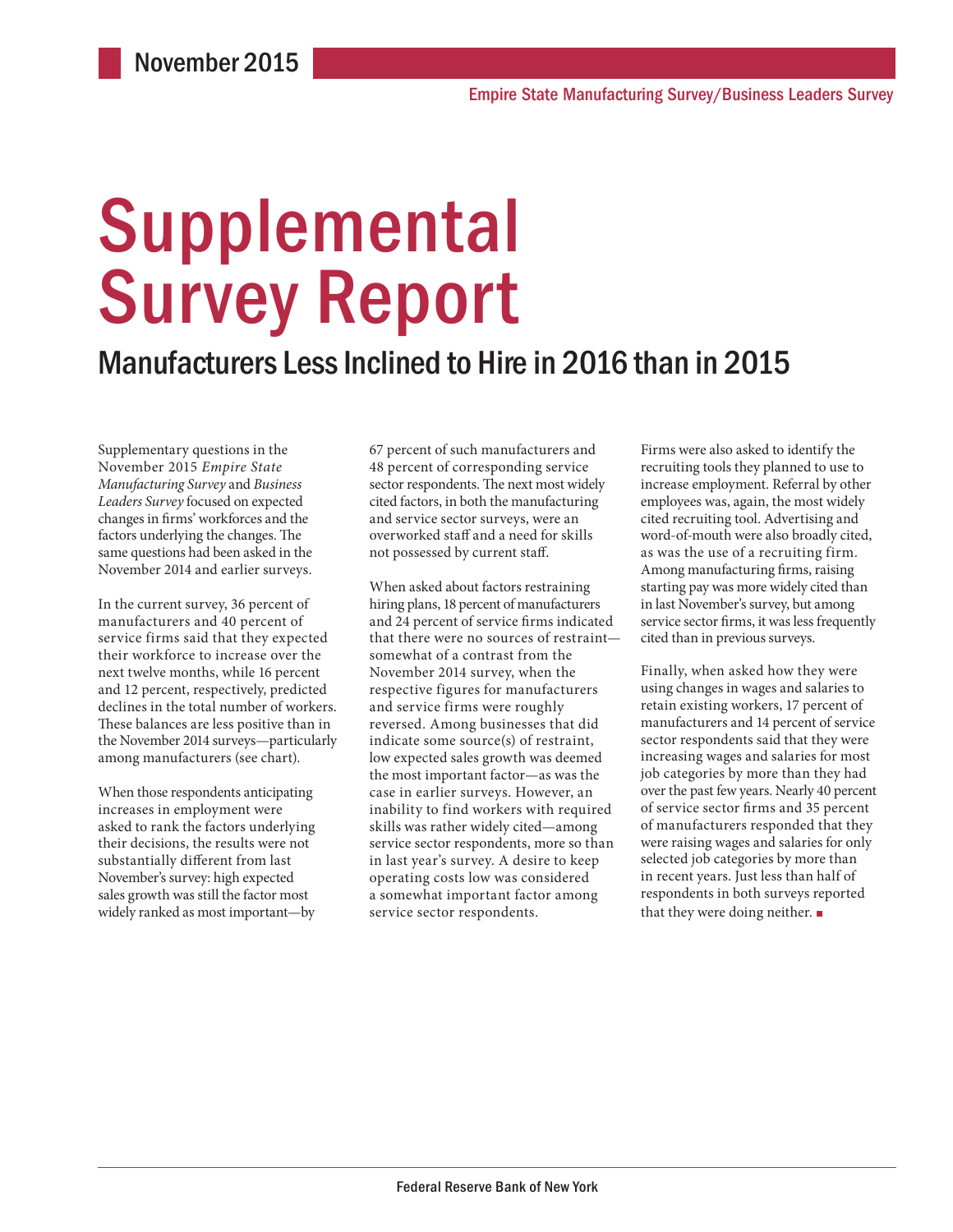November 2015

Empire State Manufacturing Survey/Business Leaders Survey

# Supplemental Survey Report

## Manufacturers Less Inclined to Hire in 2016 than in 2015

Supplementary questions in the November 2015 *Empire State Manufacturing Survey* and *Business Leaders Survey* focused on expected changes in firms' workforces and the factors underlying the changes. The same questions had been asked in the November 2014 and earlier surveys.

In the current survey, 36 percent of manufacturers and 40 percent of service firms said that they expected their workforce to increase over the next twelve months, while 16 percent and 12 percent, respectively, predicted declines in the total number of workers. These balances are less positive than in the November 2014 surveys—particularly among manufacturers (see chart).

When those respondents anticipating increases in employment were asked to rank the factors underlying their decisions, the results were not substantially different from last November's survey: high expected sales growth was still the factor most widely ranked as most important—by 67 percent of such manufacturers and 48 percent of corresponding service sector respondents. The next most widely cited factors, in both the manufacturing and service sector surveys, were an overworked staff and a need for skills not possessed by current staff.

When asked about factors restraining hiring plans, 18 percent of manufacturers and 24 percent of service firms indicated that there were no sources of restraint—somewhat of a contrast from the November 2014 survey, when the respective figures for manufacturers and service firms were roughly reversed. Among businesses that did indicate some source(s) of restraint, low expected sales growth was deemed the most important factor—as was the case in earlier surveys. However, an inability to find workers with required skills was rather widely cited—among service sector respondents, more so than in last year's survey. A desire to keep operating costs low was considered a somewhat important factor among service sector respondents.

Firms were also asked to identify the recruiting tools they planned to use to increase employment. Referral by other employees was, again, the most widely cited recruiting tool. Advertising and word-of-mouth were also broadly cited, as was the use of a recruiting firm. Among manufacturing firms, raising starting pay was more widely cited than in last November's survey, but among service sector firms, it was less frequently cited than in previous surveys.

Finally, when asked how they were using changes in wages and salaries to retain existing workers, 17 percent of manufacturers and 14 percent of service sector respondents said that they were increasing wages and salaries for most job categories by more than they had over the past few years. Nearly 40 percent of service sector firms and 35 percent of manufacturers responded that they were raising wages and salaries for only selected job categories by more than in recent years. Just less than half of respondents in both surveys reported that they were doing neither. ■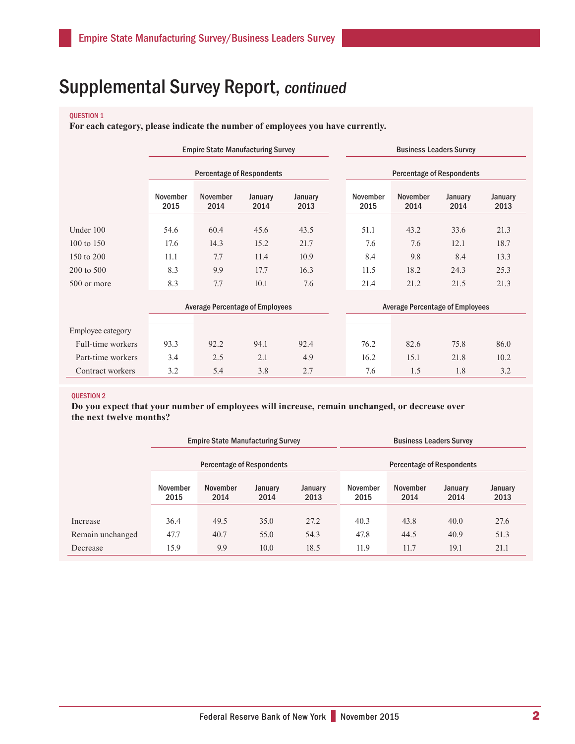# Supplemental Survey Report, *continued*

**QUESTION 1**

**For each category, please indicate the number of employees you have currently.**

| | Empire State Manufacturing Survey | | | | Business Leaders Survey | | | |
|---|---|---|---|---|---|---|---|---|
| | Percentage of Respondents | | | | Percentage of Respondents | | | |
| | November 2015 | November 2014 | January 2014 | January 2013 | November 2015 | November 2014 | January 2014 | January 2013 |
| Under 100 | 54.6 | 60.4 | 45.6 | 43.5 | 51.1 | 43.2 | 33.6 | 21.3 |
| 100 to 150 | 17.6 | 14.3 | 15.2 | 21.7 | 7.6 | 7.6 | 12.1 | 18.7 |
| 150 to 200 | 11.1 | 7.7 | 11.4 | 10.9 | 8.4 | 9.8 | 8.4 | 13.3 |
| 200 to 500 | 8.3 | 9.9 | 17.7 | 16.3 | 11.5 | 18.2 | 24.3 | 25.3 |
| 500 or more | 8.3 | 7.7 | 10.1 | 7.6 | 21.4 | 21.2 | 21.5 | 21.3 |
| | Average Percentage of Employees | | | | Average Percentage of Employees | | | |
| Employee category | | | | | | | | |
| Full-time workers | 93.3 | 92.2 | 94.1 | 92.4 | 76.2 | 82.6 | 75.8 | 86.0 |
| Part-time workers | 3.4 | 2.5 | 2.1 | 4.9 | 16.2 | 15.1 | 21.8 | 10.2 |
| Contract workers | 3.2 | 5.4 | 3.8 | 2.7 | 7.6 | 1.5 | 1.8 | 3.2 |

**QUESTION 2**

**Do you expect that your number of employees will increase, remain unchanged, or decrease over the next twelve months?**

| | Empire State Manufacturing Survey | | | | Business Leaders Survey | | | |
|---|---|---|---|---|---|---|---|---|
| | Percentage of Respondents | | | | Percentage of Respondents | | | |
| | November 2015 | November 2014 | January 2014 | January 2013 | November 2015 | November 2014 | January 2014 | January 2013 |
| Increase | 36.4 | 49.5 | 35.0 | 27.2 | 40.3 | 43.8 | 40.0 | 27.6 |
| Remain unchanged | 47.7 | 40.7 | 55.0 | 54.3 | 47.8 | 44.5 | 40.9 | 51.3 |
| Decrease | 15.9 | 9.9 | 10.0 | 18.5 | 11.9 | 11.7 | 19.1 | 21.1 |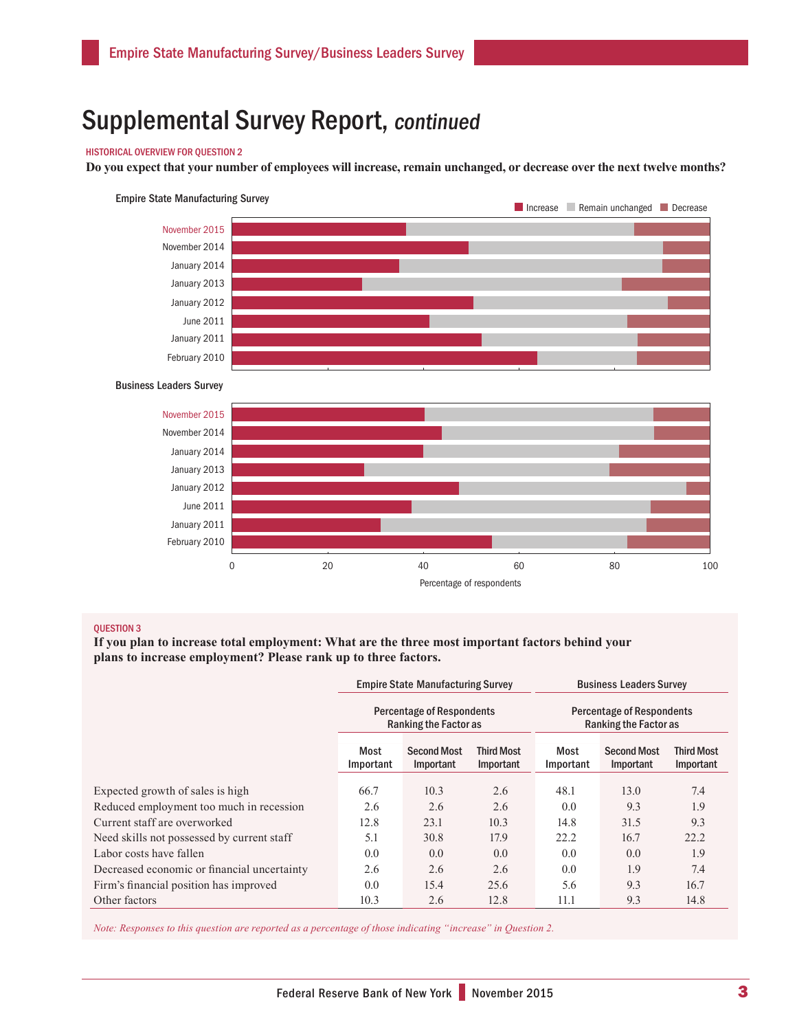# Supplemental Survey Report, *continued*

HISTORICAL OVERVIEW FOR QUESTION 2

**Do you expect that your number of employees will increase, remain unchanged, or decrease over the next twelve months?**

Empire State Manufacturing Survey

Business Leaders Survey

Percentage of respondents

QUESTION 3

**If you plan to increase total employment: What are the three most important factors behind your plans to increase employment? Please rank up to three factors.**

| | Empire State Manufacturing Survey | | | Business Leaders Survey | | |
|---|---|---|---|---|---|---|
| | Percentage of Respondents Ranking the Factor as | | | Percentage of Respondents Ranking the Factor as | | |
| | Most Important | Second Most Important | Third Most Important | Most Important | Second Most Important | Third Most Important |
| Expected growth of sales is high | 66.7 | 10.3 | 2.6 | 48.1 | 13.0 | 7.4 |
| Reduced employment too much in recession | 2.6 | 2.6 | 2.6 | 0.0 | 9.3 | 1.9 |
| Current staff are overworked | 12.8 | 23.1 | 10.3 | 14.8 | 31.5 | 9.3 |
| Need skills not possessed by current staff | 5.1 | 30.8 | 17.9 | 22.2 | 16.7 | 22.2 |
| Labor costs have fallen | 0.0 | 0.0 | 0.0 | 0.0 | 0.0 | 1.9 |
| Decreased economic or financial uncertainty | 2.6 | 2.6 | 2.6 | 0.0 | 1.9 | 7.4 |
| Firm's financial position has improved | 0.0 | 15.4 | 25.6 | 5.6 | 9.3 | 16.7 |
| Other factors | 10.3 | 2.6 | 12.8 | 11.1 | 9.3 | 14.8 |

*Note: Responses to this question are reported as a percentage of those indicating "increase" in Question 2.*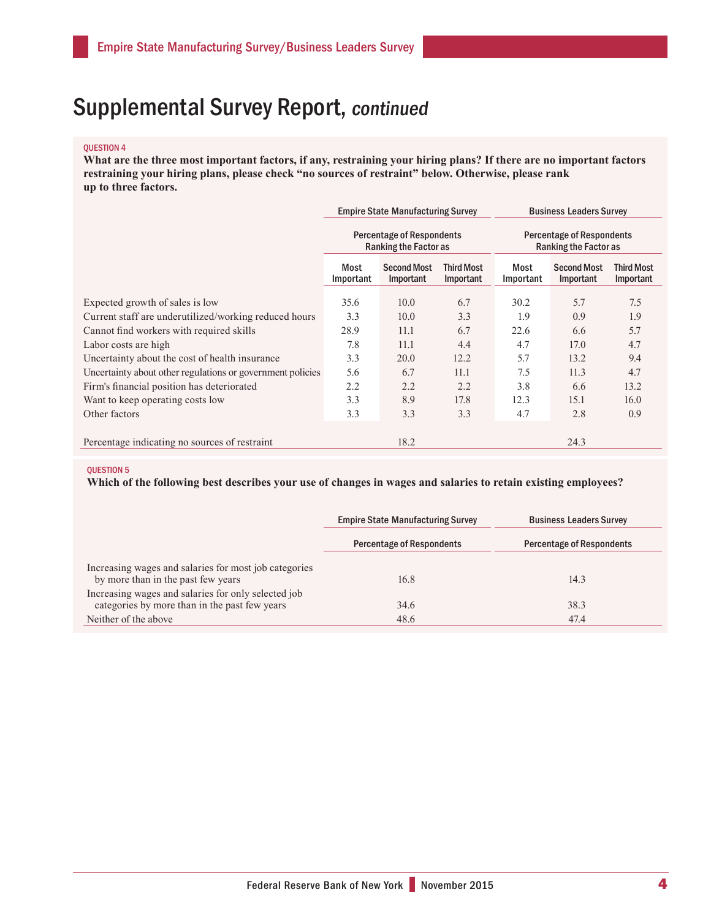# Supplemental Survey Report, *continued*

QUESTION 4

**What are the three most important factors, if any, restraining your hiring plans? If there are no important factors restraining your hiring plans, please check "no sources of restraint" below. Otherwise, please rank up to three factors.**

| | Empire State Manufacturing Survey | | | Business Leaders Survey | | |
|---|---|---|---|---|---|---|
| | Percentage of Respondents Ranking the Factor as | | | Percentage of Respondents Ranking the Factor as | | |
| | Most Important | Second Most Important | Third Most Important | Most Important | Second Most Important | Third Most Important |
| Expected growth of sales is low | 35.6 | 10.0 | 6.7 | 30.2 | 5.7 | 7.5 |
| Current staff are underutilized/working reduced hours | 3.3 | 10.0 | 3.3 | 1.9 | 0.9 | 1.9 |
| Cannot find workers with required skills | 28.9 | 11.1 | 6.7 | 22.6 | 6.6 | 5.7 |
| Labor costs are high | 7.8 | 11.1 | 4.4 | 4.7 | 17.0 | 4.7 |
| Uncertainty about the cost of health insurance | 3.3 | 20.0 | 12.2 | 5.7 | 13.2 | 9.4 |
| Uncertainty about other regulations or government policies | 5.6 | 6.7 | 11.1 | 7.5 | 11.3 | 4.7 |
| Firm's financial position has deteriorated | 2.2 | 2.2 | 2.2 | 3.8 | 6.6 | 13.2 |
| Want to keep operating costs low | 3.3 | 8.9 | 17.8 | 12.3 | 15.1 | 16.0 |
| Other factors | 3.3 | 3.3 | 3.3 | 4.7 | 2.8 | 0.9 |
| Percentage indicating no sources of restraint | | 18.2 | | | 24.3 | |

QUESTION 5

**Which of the following best describes your use of changes in wages and salaries to retain existing employees?**

| | Empire State Manufacturing Survey | Business Leaders Survey |
|---|---|---|
| | Percentage of Respondents | Percentage of Respondents |
| Increasing wages and salaries for most job categories by more than in the past few years | 16.8 | 14.3 |
| Increasing wages and salaries for only selected job categories by more than in the past few years | 34.6 | 38.3 |
| Neither of the above | 48.6 | 47.4 |